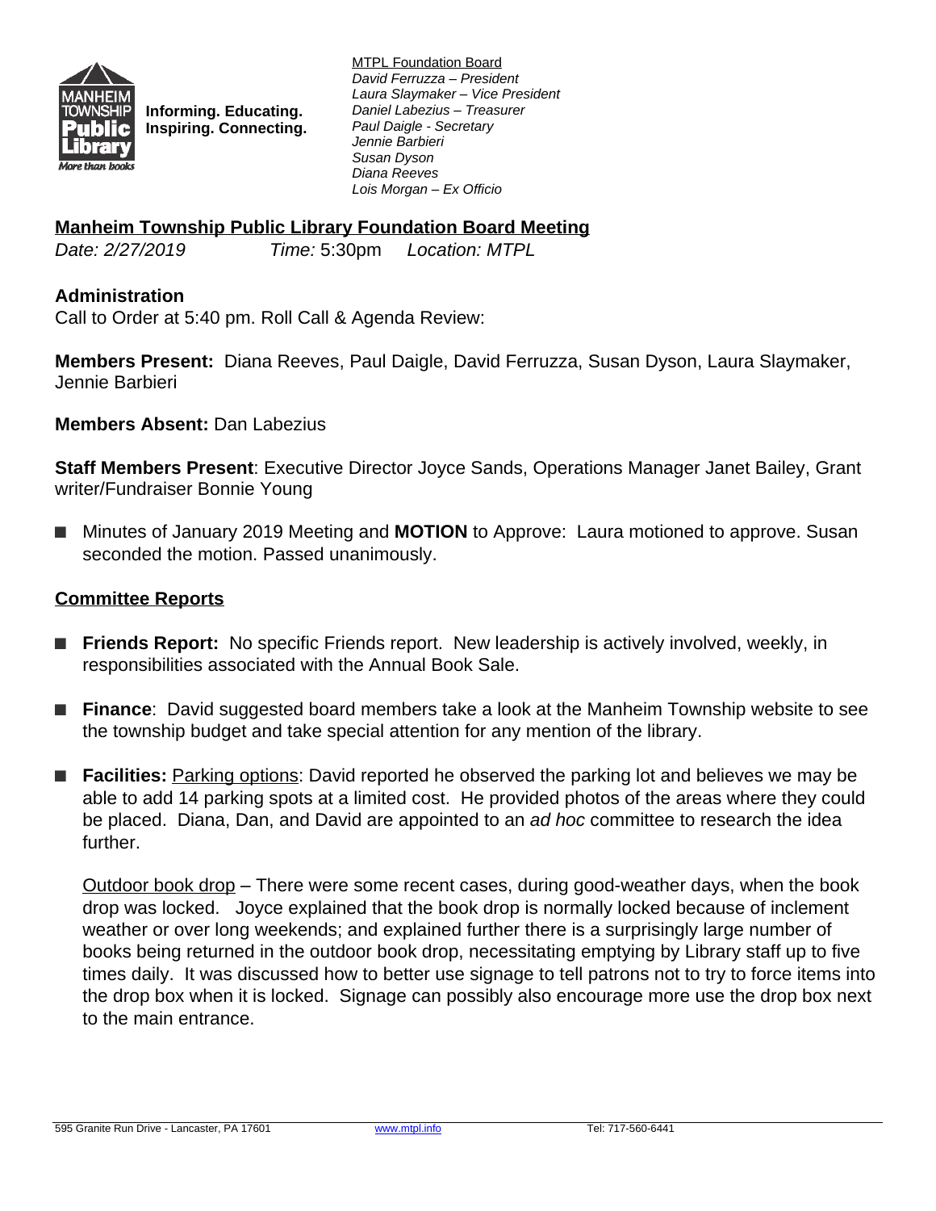Informing. Educating.
Inspiring. Connecting.

MTPL Foundation Board
*David Ferruzza – President*
*Laura Slaymaker – Vice President*
*Daniel Labezius – Treasurer*
*Paul Daigle - Secretary*
*Jennie Barbieri*
*Susan Dyson*
*Diana Reeves*
*Lois Morgan – Ex Officio*

## Manheim Township Public Library Foundation Board Meeting

*Date: 2/27/2019* *Time:* 5:30pm *Location: MTPL*

### Administration

Call to Order at 5:40 pm. Roll Call & Agenda Review:

**Members Present:** Diana Reeves, Paul Daigle, David Ferruzza, Susan Dyson, Laura Slaymaker, Jennie Barbieri

**Members Absent:** Dan Labezius

**Staff Members Present**: Executive Director Joyce Sands, Operations Manager Janet Bailey, Grant writer/Fundraiser Bonnie Young

- Minutes of January 2019 Meeting and **MOTION** to Approve: Laura motioned to approve. Susan seconded the motion. Passed unanimously.

### Committee Reports

- **Friends Report:** No specific Friends report. New leadership is actively involved, weekly, in responsibilities associated with the Annual Book Sale.

- **Finance**: David suggested board members take a look at the Manheim Township website to see the township budget and take special attention for any mention of the library.

- **Facilities:** Parking options: David reported he observed the parking lot and believes we may be able to add 14 parking spots at a limited cost. He provided photos of the areas where they could be placed. Diana, Dan, and David are appointed to an *ad hoc* committee to research the idea further.

  Outdoor book drop – There were some recent cases, during good-weather days, when the book drop was locked. Joyce explained that the book drop is normally locked because of inclement weather or over long weekends; and explained further there is a surprisingly large number of books being returned in the outdoor book drop, necessitating emptying by Library staff up to five times daily. It was discussed how to better use signage to tell patrons not to try to force items into the drop box when it is locked. Signage can possibly also encourage more use the drop box next to the main entrance.

595 Granite Run Drive - Lancaster, PA 17601 www.mtpl.info Tel: 717-560-6441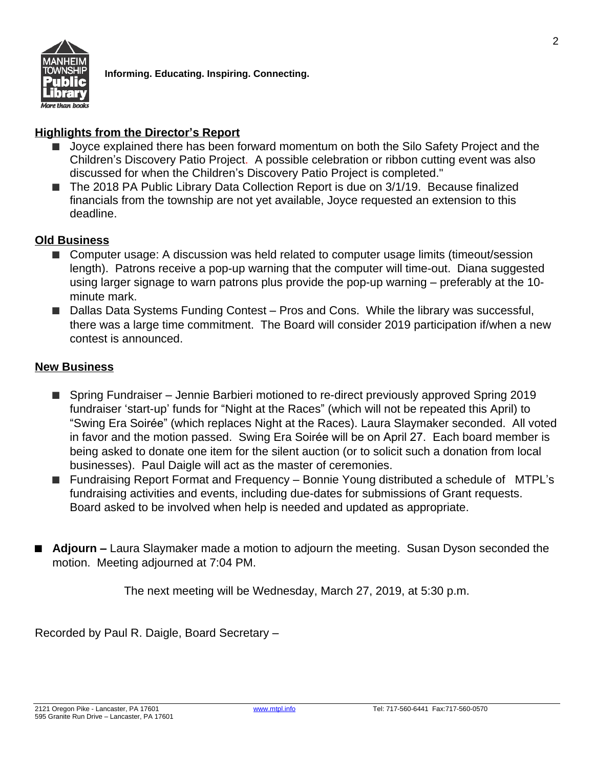**Informing. Educating. Inspiring. Connecting.**

## Highlights from the Director's Report

- Joyce explained there has been forward momentum on both the Silo Safety Project and the Children's Discovery Patio Project. A possible celebration or ribbon cutting event was also discussed for when the Children's Discovery Patio Project is completed."
- The 2018 PA Public Library Data Collection Report is due on 3/1/19. Because finalized financials from the township are not yet available, Joyce requested an extension to this deadline.

## Old Business

- Computer usage: A discussion was held related to computer usage limits (timeout/session length). Patrons receive a pop-up warning that the computer will time-out. Diana suggested using larger signage to warn patrons plus provide the pop-up warning – preferably at the 10-minute mark.
- Dallas Data Systems Funding Contest – Pros and Cons. While the library was successful, there was a large time commitment. The Board will consider 2019 participation if/when a new contest is announced.

## New Business

- Spring Fundraiser – Jennie Barbieri motioned to re-direct previously approved Spring 2019 fundraiser 'start-up' funds for "Night at the Races" (which will not be repeated this April) to "Swing Era Soirée" (which replaces Night at the Races). Laura Slaymaker seconded. All voted in favor and the motion passed. Swing Era Soirée will be on April 27. Each board member is being asked to donate one item for the silent auction (or to solicit such a donation from local businesses). Paul Daigle will act as the master of ceremonies.
- Fundraising Report Format and Frequency – Bonnie Young distributed a schedule of MTPL's fundraising activities and events, including due-dates for submissions of Grant requests. Board asked to be involved when help is needed and updated as appropriate.

- **Adjourn –** Laura Slaymaker made a motion to adjourn the meeting. Susan Dyson seconded the motion. Meeting adjourned at 7:04 PM.

The next meeting will be Wednesday, March 27, 2019, at 5:30 p.m.

Recorded by Paul R. Daigle, Board Secretary –

2121 Oregon Pike - Lancaster, PA 17601
595 Granite Run Drive – Lancaster, PA 17601
www.mtpl.info
Tel: 717-560-6441 Fax:717-560-0570